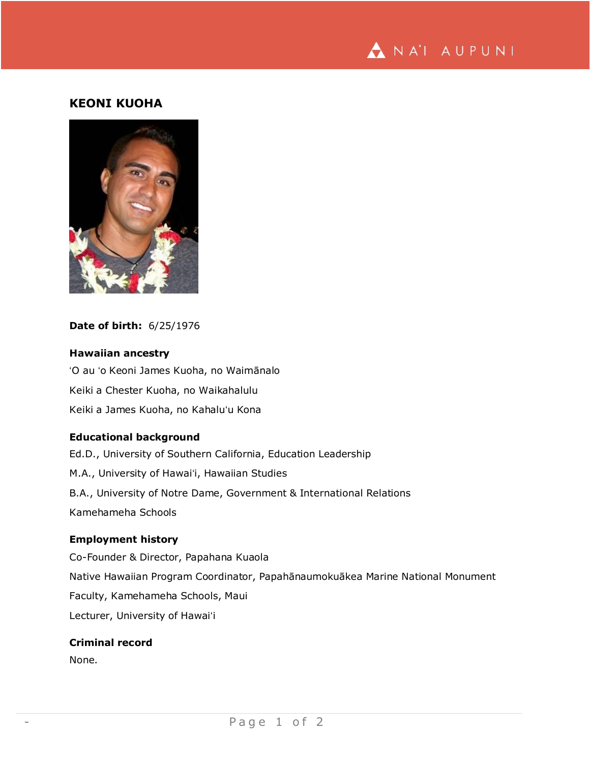## KEONI KUOHA

**Date of birth:** 6/25/1976

### Hawaiian ancestry

ʻO au ʻo Keoni James Kuoha, no Waimānalo

Keiki a Chester Kuoha, no Waikahalulu

Keiki a James Kuoha, no Kahaluʻu Kona

### Educational background

Ed.D., University of Southern California, Education Leadership

M.A., University of Hawaiʻi, Hawaiian Studies

B.A., University of Notre Dame, Government & International Relations

Kamehameha Schools

### Employment history

Co-Founder & Director, Papahana Kuaola

Native Hawaiian Program Coordinator, Papahānaumokuākea Marine National Monument

Faculty, Kamehameha Schools, Maui

Lecturer, University of Hawaiʻi

### Criminal record

None.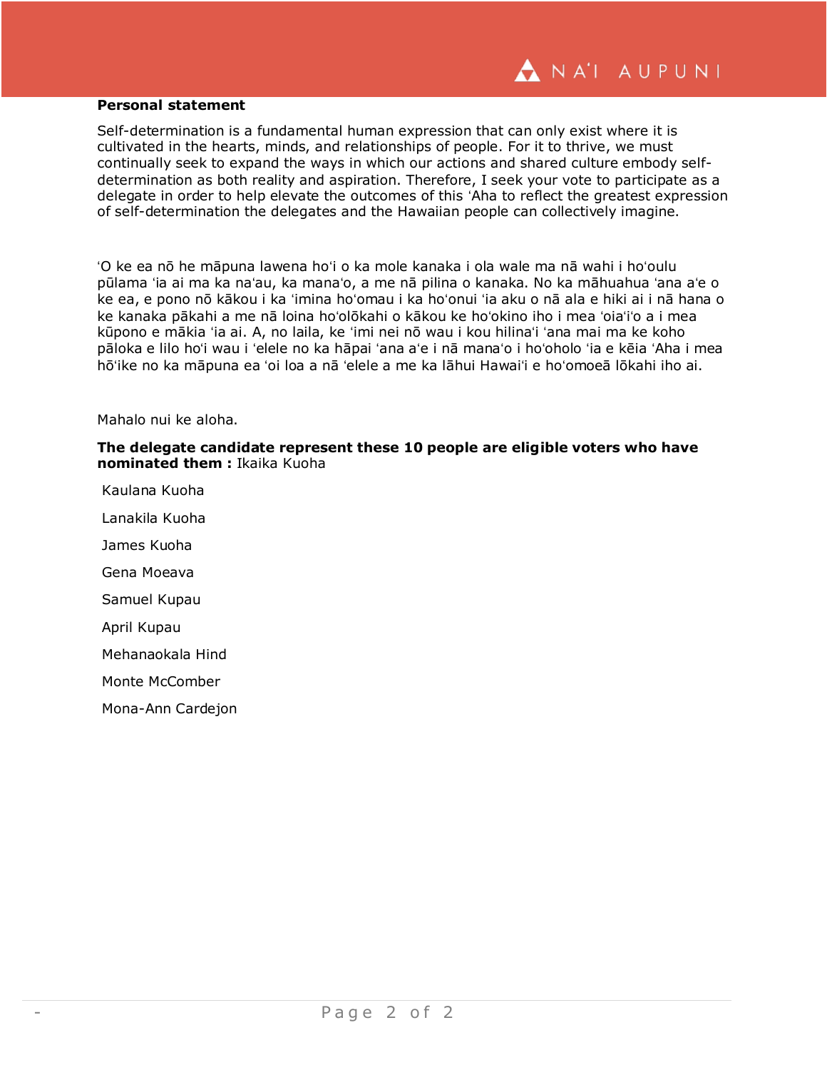**Personal statement**

Self-determination is a fundamental human expression that can only exist where it is cultivated in the hearts, minds, and relationships of people. For it to thrive, we must continually seek to expand the ways in which our actions and shared culture embody self-determination as both reality and aspiration. Therefore, I seek your vote to participate as a delegate in order to help elevate the outcomes of this ʻAha to reflect the greatest expression of self-determination the delegates and the Hawaiian people can collectively imagine.

ʻO ke ea nō he māpuna lawena hoʻi o ka mole kanaka i ola wale ma nā wahi i hoʻoulu pūlama ʻia ai ma ka naʻau, ka manaʻo, a me nā pilina o kanaka. No ka māhuahua ʻana aʻe o ke ea, e pono nō kākou i ka ʻimina hoʻomau i ka hoʻonui ʻia aku o nā ala e hiki ai i nā hana o ke kanaka pākahi a me nā loina hoʻolōkahi o kākou ke hoʻokino iho i mea ʻoiaʻiʻo a i mea kūpono e mākia ʻia ai. A, no laila, ke ʻimi nei nō wau i kou hilinaʻi ʻana mai ma ke koho pāloka e lilo hoʻi wau i ʻelele no ka hāpai ʻana aʻe i nā manaʻo i hoʻoholo ʻia e kēia ʻAha i mea hōʻike no ka māpuna ea ʻoi loa a nā ʻelele a me ka lāhui Hawaiʻi e hoʻomoeā lōkahi iho ai.

Mahalo nui ke aloha.

**The delegate candidate represent these 10 people are eligible voters who have nominated them :** Ikaika Kuoha

Kaulana Kuoha

Lanakila Kuoha

James Kuoha

Gena Moeava

Samuel Kupau

April Kupau

Mehanaokala Hind

Monte McComber

Mona-Ann Cardejon